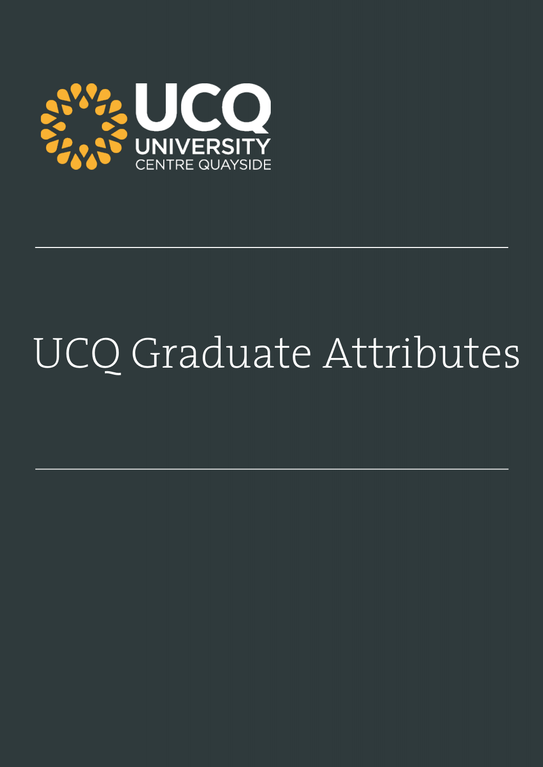UCQ

UNIVERSITY CENTRE QUAYSIDE

# UCQ Graduate Attributes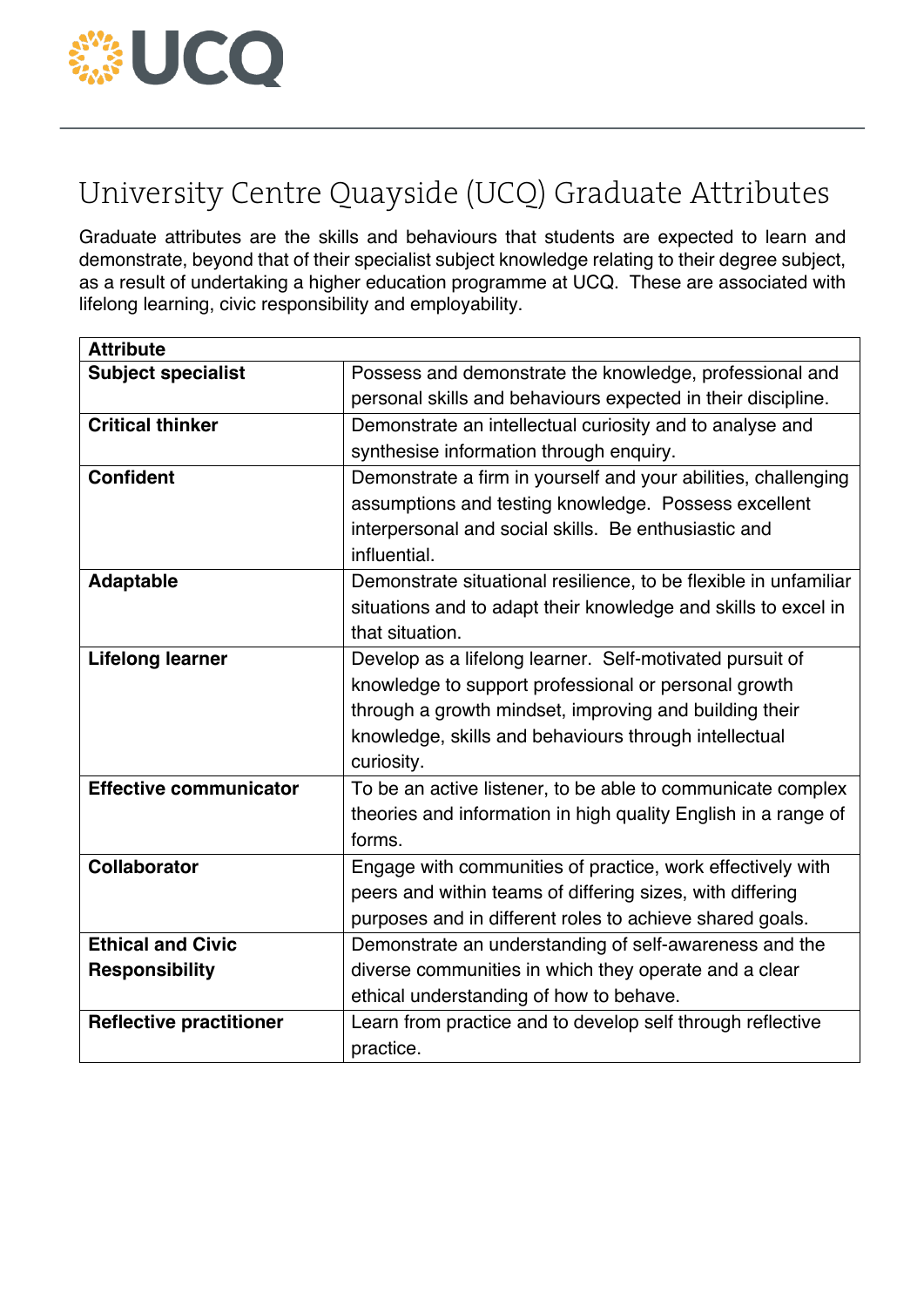# University Centre Quayside (UCQ) Graduate Attributes

Graduate attributes are the skills and behaviours that students are expected to learn and demonstrate, beyond that of their specialist subject knowledge relating to their degree subject, as a result of undertaking a higher education programme at UCQ. These are associated with lifelong learning, civic responsibility and employability.

| **Attribute** | |
|---|---|
| **Subject specialist** | Possess and demonstrate the knowledge, professional and personal skills and behaviours expected in their discipline. |
| **Critical thinker** | Demonstrate an intellectual curiosity and to analyse and synthesise information through enquiry. |
| **Confident** | Demonstrate a firm in yourself and your abilities, challenging assumptions and testing knowledge. Possess excellent interpersonal and social skills. Be enthusiastic and influential. |
| **Adaptable** | Demonstrate situational resilience, to be flexible in unfamiliar situations and to adapt their knowledge and skills to excel in that situation. |
| **Lifelong learner** | Develop as a lifelong learner. Self-motivated pursuit of knowledge to support professional or personal growth through a growth mindset, improving and building their knowledge, skills and behaviours through intellectual curiosity. |
| **Effective communicator** | To be an active listener, to be able to communicate complex theories and information in high quality English in a range of forms. |
| **Collaborator** | Engage with communities of practice, work effectively with peers and within teams of differing sizes, with differing purposes and in different roles to achieve shared goals. |
| **Ethical and Civic Responsibility** | Demonstrate an understanding of self-awareness and the diverse communities in which they operate and a clear ethical understanding of how to behave. |
| **Reflective practitioner** | Learn from practice and to develop self through reflective practice. |